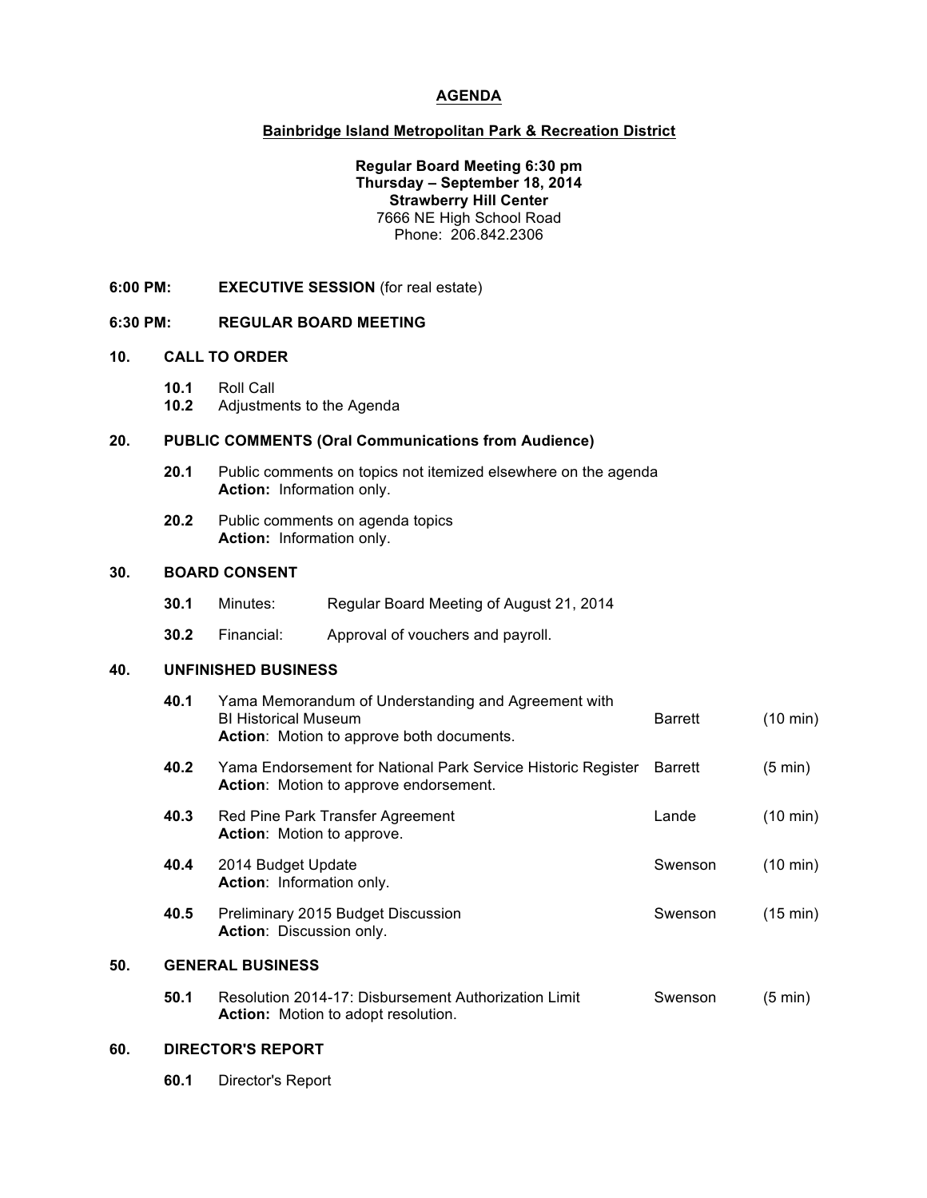# AGENDA

## Bainbridge Island Metropolitan Park & Recreation District

**Regular Board Meeting 6:30 pm**
**Thursday – September 18, 2014**
**Strawberry Hill Center**
7666 NE High School Road
Phone: 206.842.2306

**6:00 PM:** **EXECUTIVE SESSION** (for real estate)

**6:30 PM:** **REGULAR BOARD MEETING**

### 10. CALL TO ORDER

**10.1** Roll Call
**10.2** Adjustments to the Agenda

### 20. PUBLIC COMMENTS (Oral Communications from Audience)

**20.1** Public comments on topics not itemized elsewhere on the agenda
**Action:** Information only.

**20.2** Public comments on agenda topics
**Action:** Information only.

### 30. BOARD CONSENT

**30.1** Minutes: Regular Board Meeting of August 21, 2014

**30.2** Financial: Approval of vouchers and payroll.

### 40. UNFINISHED BUSINESS

| | | | |
|---|---|---|---|
| **40.1** | Yama Memorandum of Understanding and Agreement with BI Historical Museum<br>**Action**: Motion to approve both documents. | Barrett | (10 min) |
| **40.2** | Yama Endorsement for National Park Service Historic Register<br>**Action**: Motion to approve endorsement. | Barrett | (5 min) |
| **40.3** | Red Pine Park Transfer Agreement<br>**Action**: Motion to approve. | Lande | (10 min) |
| **40.4** | 2014 Budget Update<br>**Action**: Information only. | Swenson | (10 min) |
| **40.5** | Preliminary 2015 Budget Discussion<br>**Action**: Discussion only. | Swenson | (15 min) |

### 50. GENERAL BUSINESS

| | | | |
|---|---|---|---|
| **50.1** | Resolution 2014-17: Disbursement Authorization Limit<br>**Action:** Motion to adopt resolution. | Swenson | (5 min) |

### 60. DIRECTOR'S REPORT

**60.1** Director's Report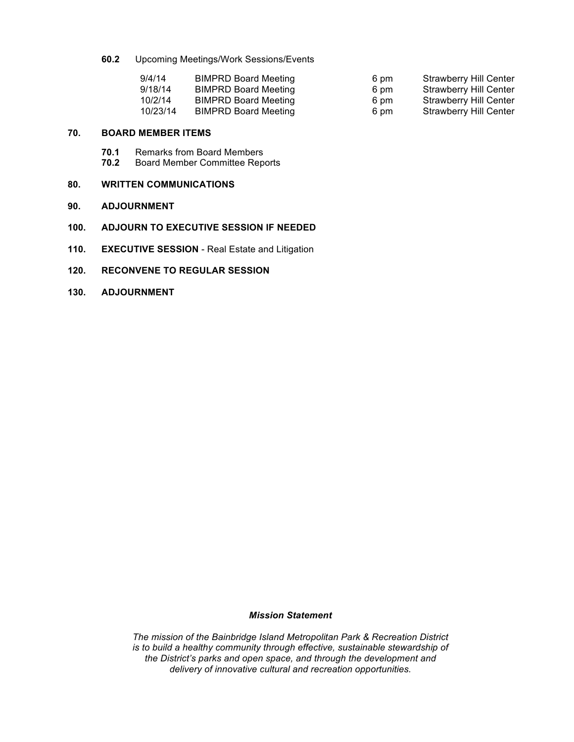**60.2** Upcoming Meetings/Work Sessions/Events

| | | | |
|---|---|---|---|
| 9/4/14 | BIMPRD Board Meeting | 6 pm | Strawberry Hill Center |
| 9/18/14 | BIMPRD Board Meeting | 6 pm | Strawberry Hill Center |
| 10/2/14 | BIMPRD Board Meeting | 6 pm | Strawberry Hill Center |
| 10/23/14 | BIMPRD Board Meeting | 6 pm | Strawberry Hill Center |

**70. BOARD MEMBER ITEMS**

**70.1** Remarks from Board Members
**70.2** Board Member Committee Reports

**80. WRITTEN COMMUNICATIONS**

**90. ADJOURNMENT**

**100. ADJOURN TO EXECUTIVE SESSION IF NEEDED**

**110. EXECUTIVE SESSION** - Real Estate and Litigation

**120. RECONVENE TO REGULAR SESSION**

**130. ADJOURNMENT**

***Mission Statement***

*The mission of the Bainbridge Island Metropolitan Park & Recreation District is to build a healthy community through effective, sustainable stewardship of the District's parks and open space, and through the development and delivery of innovative cultural and recreation opportunities.*